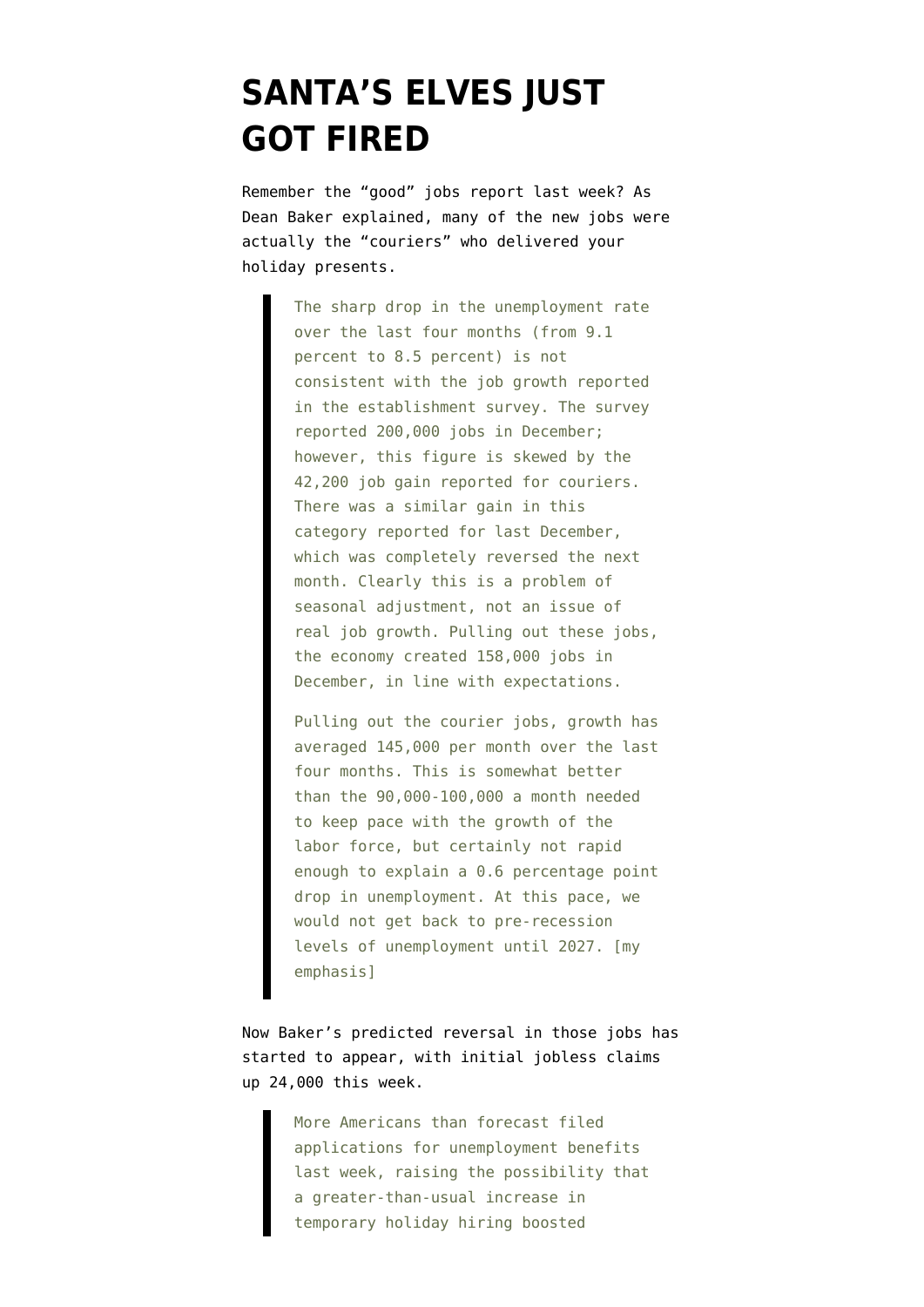# SANTA'S ELVES JUST GOT FIRED

Remember the "good" jobs report last week? As Dean Baker explained, many of the new jobs were actually the "couriers" who delivered your holiday presents.

> The sharp drop in the unemployment rate over the last four months (from 9.1 percent to 8.5 percent) is not consistent with the job growth reported in the establishment survey. The survey reported 200,000 jobs in December; however, this figure is skewed by the 42,200 job gain reported for couriers. There was a similar gain in this category reported for last December, which was completely reversed the next month. Clearly this is a problem of seasonal adjustment, not an issue of real job growth. Pulling out these jobs, the economy created 158,000 jobs in December, in line with expectations.
>
> Pulling out the courier jobs, growth has averaged 145,000 per month over the last four months. This is somewhat better than the 90,000-100,000 a month needed to keep pace with the growth of the labor force, but certainly not rapid enough to explain a 0.6 percentage point drop in unemployment. At this pace, we would not get back to pre-recession levels of unemployment until 2027. [my emphasis]

Now Baker's predicted reversal in those jobs has started to appear, with initial jobless claims up 24,000 this week.

> More Americans than forecast filed applications for unemployment benefits last week, raising the possibility that a greater-than-usual increase in temporary holiday hiring boosted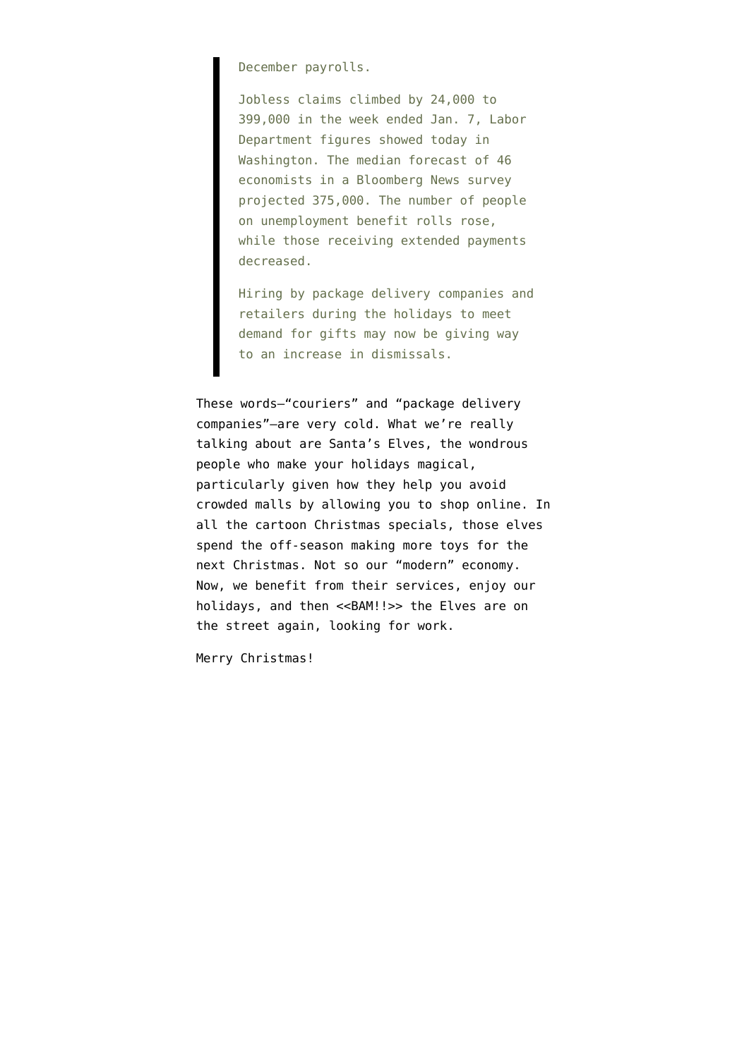> December payrolls.
>
> Jobless claims climbed by 24,000 to 399,000 in the week ended Jan. 7, Labor Department figures showed today in Washington. The median forecast of 46 economists in a Bloomberg News survey projected 375,000. The number of people on unemployment benefit rolls rose, while those receiving extended payments decreased.
>
> Hiring by package delivery companies and retailers during the holidays to meet demand for gifts may now be giving way to an increase in dismissals.

These words—"couriers" and "package delivery companies"—are very cold. What we're really talking about are Santa's Elves, the wondrous people who make your holidays magical, particularly given how they help you avoid crowded malls by allowing you to shop online. In all the cartoon Christmas specials, those elves spend the off-season making more toys for the next Christmas. Not so our "modern" economy. Now, we benefit from their services, enjoy our holidays, and then <<BAM!!>> the Elves are on the street again, looking for work.

Merry Christmas!